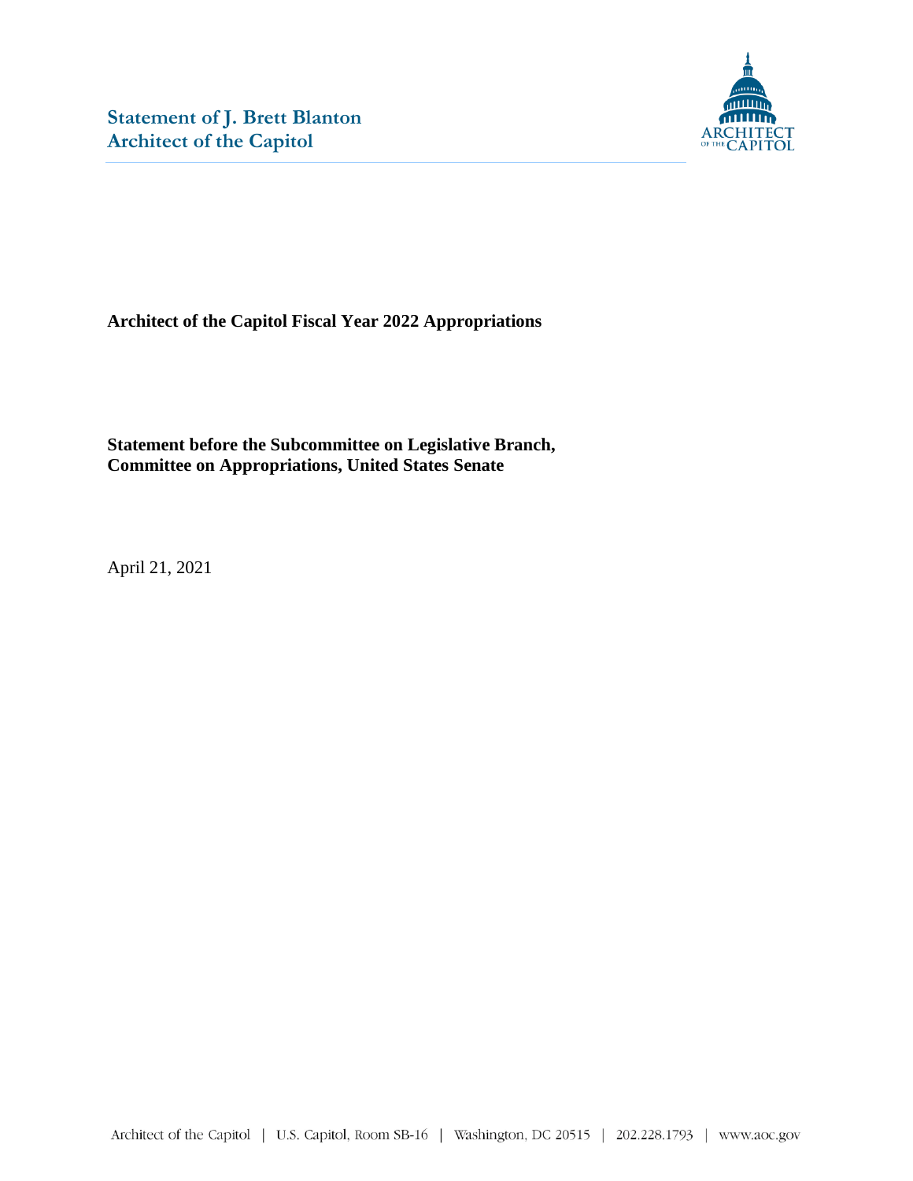# Statement of J. Brett Blanton
# Architect of the Capitol

**Architect of the Capitol Fiscal Year 2022 Appropriations**

**Statement before the Subcommittee on Legislative Branch,**
**Committee on Appropriations, United States Senate**

April 21, 2021

Architect of the Capitol | U.S. Capitol, Room SB-16 | Washington, DC 20515 | 202.228.1793 | www.aoc.gov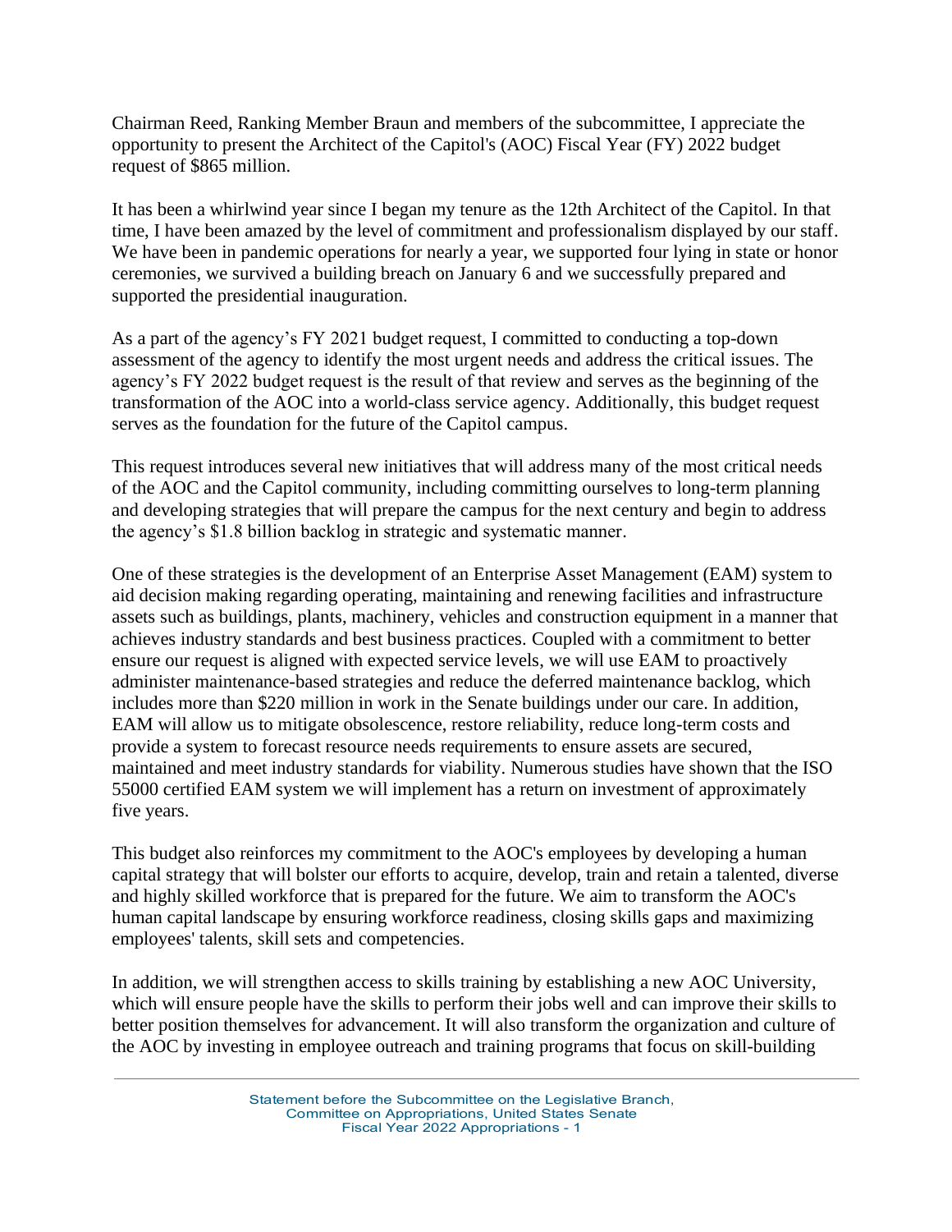Chairman Reed, Ranking Member Braun and members of the subcommittee, I appreciate the opportunity to present the Architect of the Capitol's (AOC) Fiscal Year (FY) 2022 budget request of $865 million.

It has been a whirlwind year since I began my tenure as the 12th Architect of the Capitol. In that time, I have been amazed by the level of commitment and professionalism displayed by our staff. We have been in pandemic operations for nearly a year, we supported four lying in state or honor ceremonies, we survived a building breach on January 6 and we successfully prepared and supported the presidential inauguration.

As a part of the agency's FY 2021 budget request, I committed to conducting a top-down assessment of the agency to identify the most urgent needs and address the critical issues. The agency's FY 2022 budget request is the result of that review and serves as the beginning of the transformation of the AOC into a world-class service agency. Additionally, this budget request serves as the foundation for the future of the Capitol campus.

This request introduces several new initiatives that will address many of the most critical needs of the AOC and the Capitol community, including committing ourselves to long-term planning and developing strategies that will prepare the campus for the next century and begin to address the agency's $1.8 billion backlog in strategic and systematic manner.

One of these strategies is the development of an Enterprise Asset Management (EAM) system to aid decision making regarding operating, maintaining and renewing facilities and infrastructure assets such as buildings, plants, machinery, vehicles and construction equipment in a manner that achieves industry standards and best business practices. Coupled with a commitment to better ensure our request is aligned with expected service levels, we will use EAM to proactively administer maintenance-based strategies and reduce the deferred maintenance backlog, which includes more than $220 million in work in the Senate buildings under our care. In addition, EAM will allow us to mitigate obsolescence, restore reliability, reduce long-term costs and provide a system to forecast resource needs requirements to ensure assets are secured, maintained and meet industry standards for viability. Numerous studies have shown that the ISO 55000 certified EAM system we will implement has a return on investment of approximately five years.

This budget also reinforces my commitment to the AOC's employees by developing a human capital strategy that will bolster our efforts to acquire, develop, train and retain a talented, diverse and highly skilled workforce that is prepared for the future. We aim to transform the AOC's human capital landscape by ensuring workforce readiness, closing skills gaps and maximizing employees' talents, skill sets and competencies.

In addition, we will strengthen access to skills training by establishing a new AOC University, which will ensure people have the skills to perform their jobs well and can improve their skills to better position themselves for advancement. It will also transform the organization and culture of the AOC by investing in employee outreach and training programs that focus on skill-building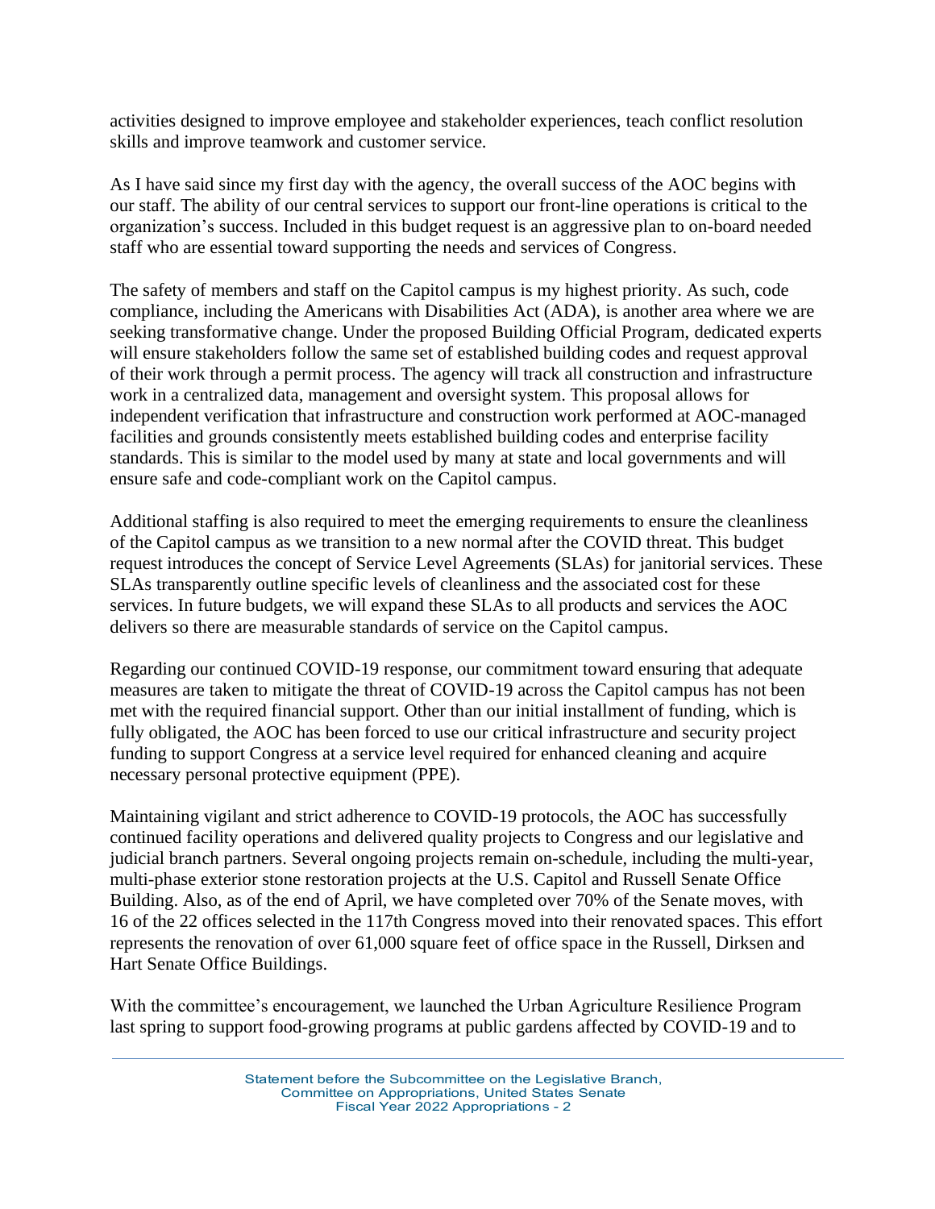activities designed to improve employee and stakeholder experiences, teach conflict resolution skills and improve teamwork and customer service.

As I have said since my first day with the agency, the overall success of the AOC begins with our staff. The ability of our central services to support our front-line operations is critical to the organization's success. Included in this budget request is an aggressive plan to on-board needed staff who are essential toward supporting the needs and services of Congress.

The safety of members and staff on the Capitol campus is my highest priority. As such, code compliance, including the Americans with Disabilities Act (ADA), is another area where we are seeking transformative change. Under the proposed Building Official Program, dedicated experts will ensure stakeholders follow the same set of established building codes and request approval of their work through a permit process. The agency will track all construction and infrastructure work in a centralized data, management and oversight system. This proposal allows for independent verification that infrastructure and construction work performed at AOC-managed facilities and grounds consistently meets established building codes and enterprise facility standards. This is similar to the model used by many at state and local governments and will ensure safe and code-compliant work on the Capitol campus.

Additional staffing is also required to meet the emerging requirements to ensure the cleanliness of the Capitol campus as we transition to a new normal after the COVID threat. This budget request introduces the concept of Service Level Agreements (SLAs) for janitorial services. These SLAs transparently outline specific levels of cleanliness and the associated cost for these services. In future budgets, we will expand these SLAs to all products and services the AOC delivers so there are measurable standards of service on the Capitol campus.

Regarding our continued COVID-19 response, our commitment toward ensuring that adequate measures are taken to mitigate the threat of COVID-19 across the Capitol campus has not been met with the required financial support. Other than our initial installment of funding, which is fully obligated, the AOC has been forced to use our critical infrastructure and security project funding to support Congress at a service level required for enhanced cleaning and acquire necessary personal protective equipment (PPE).

Maintaining vigilant and strict adherence to COVID-19 protocols, the AOC has successfully continued facility operations and delivered quality projects to Congress and our legislative and judicial branch partners. Several ongoing projects remain on-schedule, including the multi-year, multi-phase exterior stone restoration projects at the U.S. Capitol and Russell Senate Office Building. Also, as of the end of April, we have completed over 70% of the Senate moves, with 16 of the 22 offices selected in the 117th Congress moved into their renovated spaces. This effort represents the renovation of over 61,000 square feet of office space in the Russell, Dirksen and Hart Senate Office Buildings.

With the committee's encouragement, we launched the Urban Agriculture Resilience Program last spring to support food-growing programs at public gardens affected by COVID-19 and to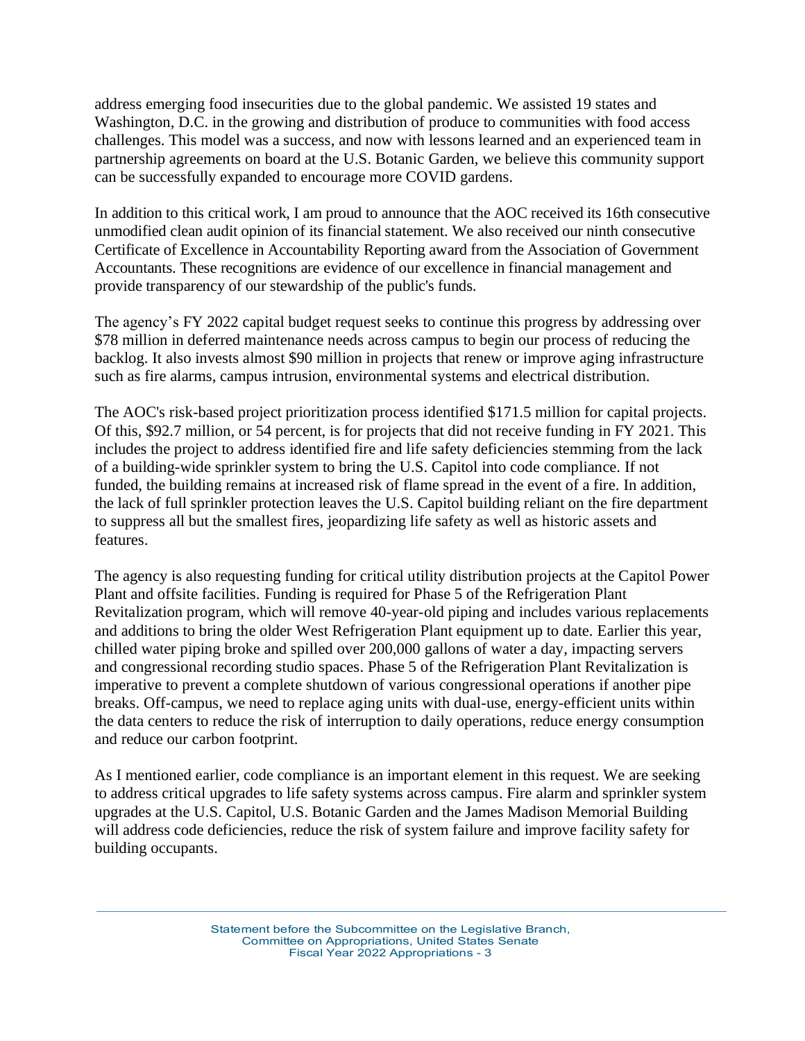address emerging food insecurities due to the global pandemic. We assisted 19 states and Washington, D.C. in the growing and distribution of produce to communities with food access challenges. This model was a success, and now with lessons learned and an experienced team in partnership agreements on board at the U.S. Botanic Garden, we believe this community support can be successfully expanded to encourage more COVID gardens.

In addition to this critical work, I am proud to announce that the AOC received its 16th consecutive unmodified clean audit opinion of its financial statement. We also received our ninth consecutive Certificate of Excellence in Accountability Reporting award from the Association of Government Accountants. These recognitions are evidence of our excellence in financial management and provide transparency of our stewardship of the public's funds.

The agency's FY 2022 capital budget request seeks to continue this progress by addressing over $78 million in deferred maintenance needs across campus to begin our process of reducing the backlog. It also invests almost $90 million in projects that renew or improve aging infrastructure such as fire alarms, campus intrusion, environmental systems and electrical distribution.

The AOC's risk-based project prioritization process identified $171.5 million for capital projects. Of this, $92.7 million, or 54 percent, is for projects that did not receive funding in FY 2021. This includes the project to address identified fire and life safety deficiencies stemming from the lack of a building-wide sprinkler system to bring the U.S. Capitol into code compliance. If not funded, the building remains at increased risk of flame spread in the event of a fire. In addition, the lack of full sprinkler protection leaves the U.S. Capitol building reliant on the fire department to suppress all but the smallest fires, jeopardizing life safety as well as historic assets and features.

The agency is also requesting funding for critical utility distribution projects at the Capitol Power Plant and offsite facilities. Funding is required for Phase 5 of the Refrigeration Plant Revitalization program, which will remove 40-year-old piping and includes various replacements and additions to bring the older West Refrigeration Plant equipment up to date. Earlier this year, chilled water piping broke and spilled over 200,000 gallons of water a day, impacting servers and congressional recording studio spaces. Phase 5 of the Refrigeration Plant Revitalization is imperative to prevent a complete shutdown of various congressional operations if another pipe breaks. Off-campus, we need to replace aging units with dual-use, energy-efficient units within the data centers to reduce the risk of interruption to daily operations, reduce energy consumption and reduce our carbon footprint.

As I mentioned earlier, code compliance is an important element in this request. We are seeking to address critical upgrades to life safety systems across campus. Fire alarm and sprinkler system upgrades at the U.S. Capitol, U.S. Botanic Garden and the James Madison Memorial Building will address code deficiencies, reduce the risk of system failure and improve facility safety for building occupants.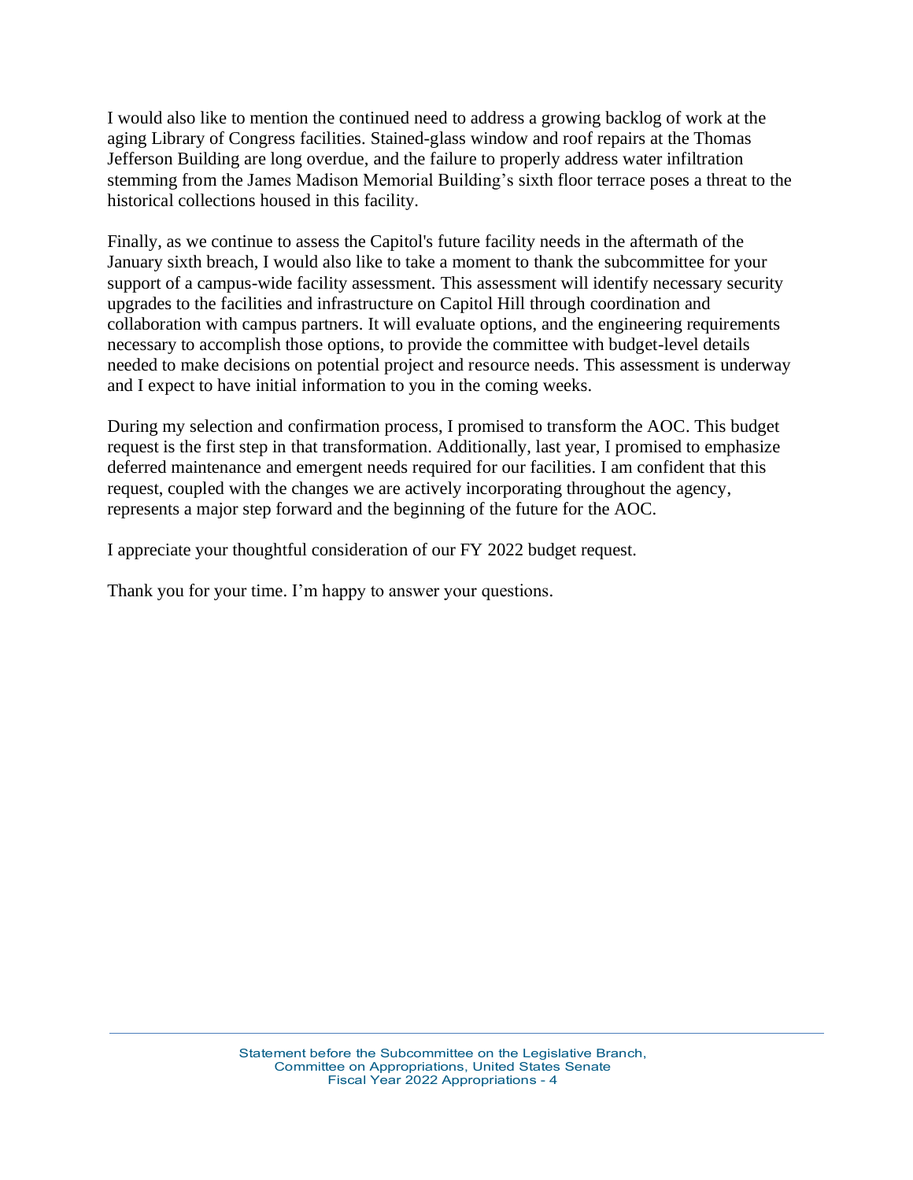I would also like to mention the continued need to address a growing backlog of work at the aging Library of Congress facilities. Stained-glass window and roof repairs at the Thomas Jefferson Building are long overdue, and the failure to properly address water infiltration stemming from the James Madison Memorial Building's sixth floor terrace poses a threat to the historical collections housed in this facility.

Finally, as we continue to assess the Capitol's future facility needs in the aftermath of the January sixth breach, I would also like to take a moment to thank the subcommittee for your support of a campus-wide facility assessment. This assessment will identify necessary security upgrades to the facilities and infrastructure on Capitol Hill through coordination and collaboration with campus partners. It will evaluate options, and the engineering requirements necessary to accomplish those options, to provide the committee with budget-level details needed to make decisions on potential project and resource needs. This assessment is underway and I expect to have initial information to you in the coming weeks.

During my selection and confirmation process, I promised to transform the AOC. This budget request is the first step in that transformation. Additionally, last year, I promised to emphasize deferred maintenance and emergent needs required for our facilities. I am confident that this request, coupled with the changes we are actively incorporating throughout the agency, represents a major step forward and the beginning of the future for the AOC.

I appreciate your thoughtful consideration of our FY 2022 budget request.

Thank you for your time. I'm happy to answer your questions.